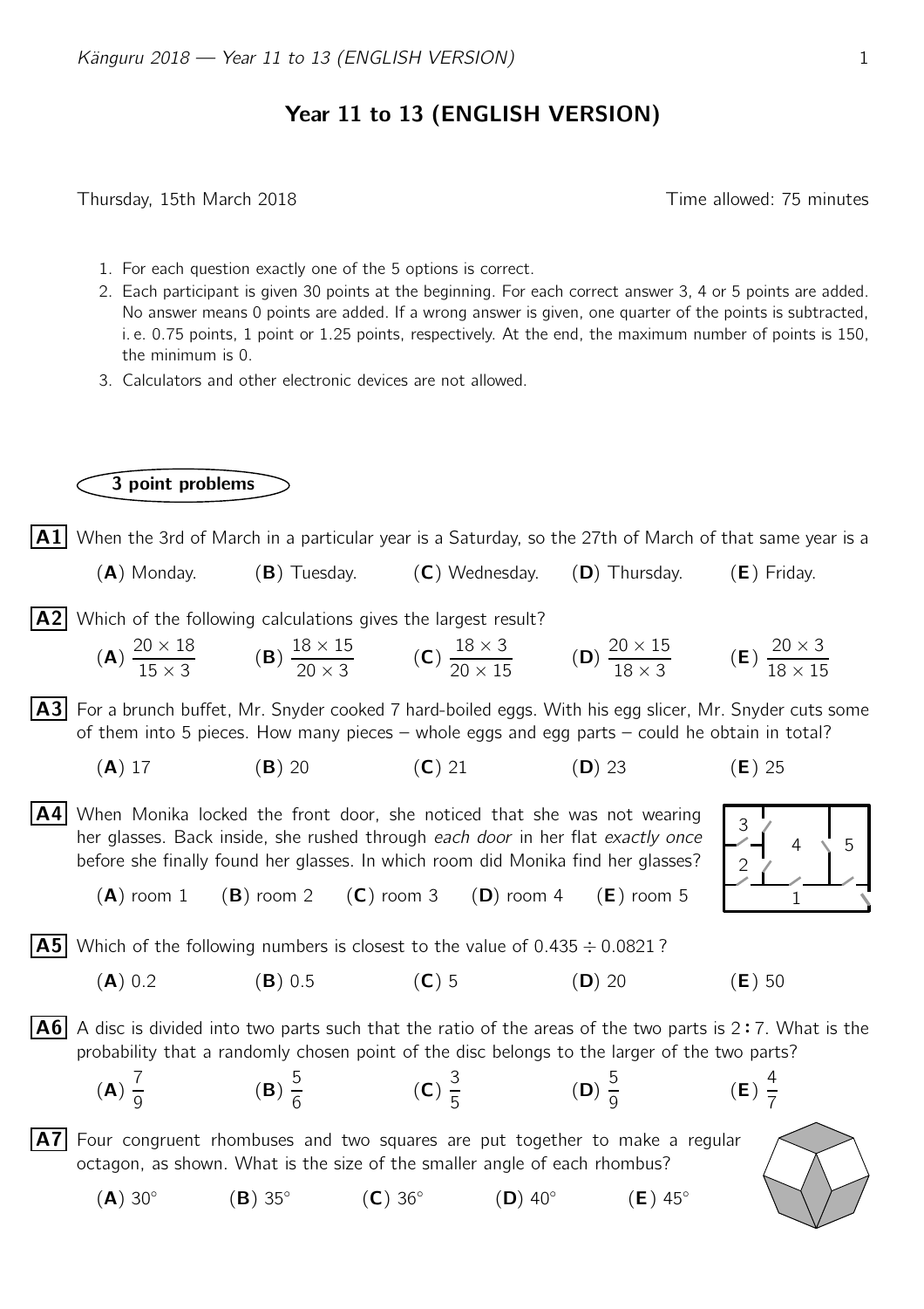# Year 11 to 13 (ENGLISH VERSION)

Thursday, 15th March 2018 — Time allowed: 75 minutes

1. For each question exactly one of the 5 options is correct.
2. Each participant is given 30 points at the beginning. For each correct answer 3, 4 or 5 points are added. No answer means 0 points are added. If a wrong answer is given, one quarter of the points is subtracted, i. e. 0.75 points, 1 point or 1.25 points, respectively. At the end, the maximum number of points is 150, the minimum is 0.
3. Calculators and other electronic devices are not allowed.

## 3 point problems

**A1** When the 3rd of March in a particular year is a Saturday, so the 27th of March of that same year is a

(**A**) Monday. (**B**) Tuesday. (**C**) Wednesday. (**D**) Thursday. (**E**) Friday.

**A2** Which of the following calculations gives the largest result?

(**A**) $\frac{20 \times 18}{15 \times 3}$ (**B**) $\frac{18 \times 15}{20 \times 3}$ (**C**) $\frac{18 \times 3}{20 \times 15}$ (**D**) $\frac{20 \times 15}{18 \times 3}$ (**E**) $\frac{20 \times 3}{18 \times 15}$

**A3** For a brunch buffet, Mr. Snyder cooked 7 hard-boiled eggs. With his egg slicer, Mr. Snyder cuts some of them into 5 pieces. How many pieces – whole eggs and egg parts – could he obtain in total?

(**A**) 17 (**B**) 20 (**C**) 21 (**D**) 23 (**E**) 25

**A4** When Monika locked the front door, she noticed that she was not wearing her glasses. Back inside, she rushed through *each door* in her flat *exactly once* before she finally found her glasses. In which room did Monika find her glasses?

(**A**) room 1 (**B**) room 2 (**C**) room 3 (**D**) room 4 (**E**) room 5

**A5** Which of the following numbers is closest to the value of $0.435 \div 0.0821$?

(**A**) 0.2 (**B**) 0.5 (**C**) 5 (**D**) 20 (**E**) 50

**A6** A disc is divided into two parts such that the ratio of the areas of the two parts is $2:7$. What is the probability that a randomly chosen point of the disc belongs to the larger of the two parts?

(**A**) $\frac{7}{9}$ (**B**) $\frac{5}{6}$ (**C**) $\frac{3}{5}$ (**D**) $\frac{5}{9}$ (**E**) $\frac{4}{7}$

**A7** Four congruent rhombuses and two squares are put together to make a regular octagon, as shown. What is the size of the smaller angle of each rhombus?

(**A**) $30^\circ$ (**B**) $35^\circ$ (**C**) $36^\circ$ (**D**) $40^\circ$ (**E**) $45^\circ$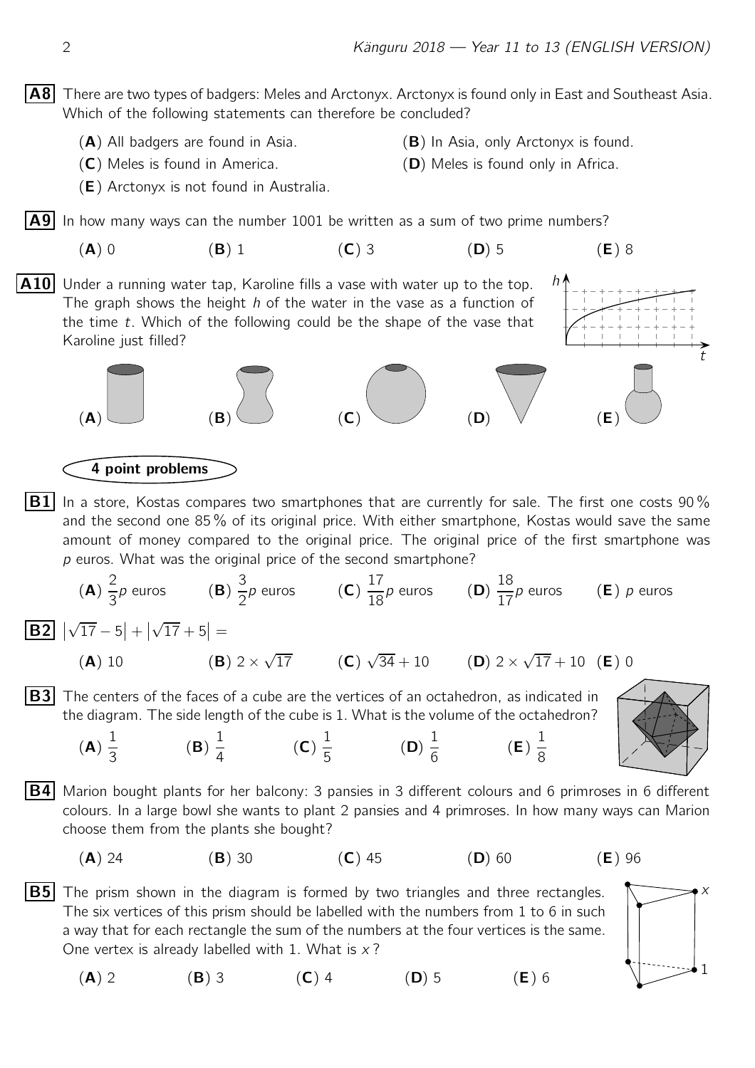**A8** There are two types of badgers: Meles and Arctonyx. Arctonyx is found only in East and Southeast Asia. Which of the following statements can therefore be concluded?

(**A**) All badgers are found in Asia.
(**B**) In Asia, only Arctonyx is found.
(**C**) Meles is found in America.
(**D**) Meles is found only in Africa.
(**E**) Arctonyx is not found in Australia.

**A9** In how many ways can the number 1001 be written as a sum of two prime numbers?

(**A**) 0 (**B**) 1 (**C**) 3 (**D**) 5 (**E**) 8

**A10** Under a running water tap, Karoline fills a vase with water up to the top. The graph shows the height $h$ of the water in the vase as a function of the time $t$. Which of the following could be the shape of the vase that Karoline just filled?

(**A**) (**B**) (**C**) (**D**) (**E**)

## 4 point problems

**B1** In a store, Kostas compares two smartphones that are currently for sale. The first one costs 90 % and the second one 85 % of its original price. With either smartphone, Kostas would save the same amount of money compared to the original price. The original price of the first smartphone was $p$ euros. What was the original price of the second smartphone?

(**A**) $\frac{2}{3}p$ euros (**B**) $\frac{3}{2}p$ euros (**C**) $\frac{17}{18}p$ euros (**D**) $\frac{18}{17}p$ euros (**E**) $p$ euros

**B2** $\left|\sqrt{17}-5\right|+\left|\sqrt{17}+5\right|=$

(**A**) 10 (**B**) $2\times\sqrt{17}$ (**C**) $\sqrt{34}+10$ (**D**) $2\times\sqrt{17}+10$ (**E**) 0

**B3** The centers of the faces of a cube are the vertices of an octahedron, as indicated in the diagram. The side length of the cube is 1. What is the volume of the octahedron?

(**A**) $\frac{1}{3}$ (**B**) $\frac{1}{4}$ (**C**) $\frac{1}{5}$ (**D**) $\frac{1}{6}$ (**E**) $\frac{1}{8}$

**B4** Marion bought plants for her balcony: 3 pansies in 3 different colours and 6 primroses in 6 different colours. In a large bowl she wants to plant 2 pansies and 4 primroses. In how many ways can Marion choose them from the plants she bought?

(**A**) 24 (**B**) 30 (**C**) 45 (**D**) 60 (**E**) 96

**B5** The prism shown in the diagram is formed by two triangles and three rectangles. The six vertices of this prism should be labelled with the numbers from 1 to 6 in such a way that for each rectangle the sum of the numbers at the four vertices is the same. One vertex is already labelled with 1. What is $x$?

(**A**) 2 (**B**) 3 (**C**) 4 (**D**) 5 (**E**) 6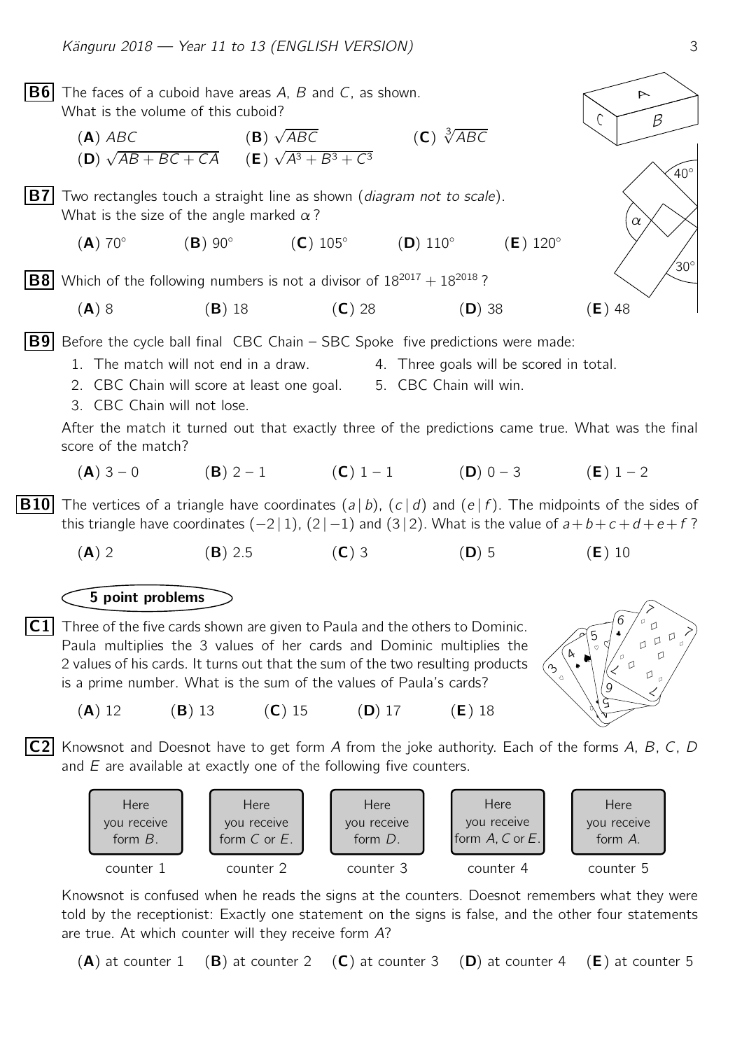**B6** The faces of a cuboid have areas $A$, $B$ and $C$, as shown. What is the volume of this cuboid?

(**A**) $ABC$ (**B**) $\sqrt{ABC}$ (**C**) $\sqrt[3]{ABC}$
(**D**) $\sqrt{AB + BC + CA}$ (**E**) $\sqrt{A^3 + B^3 + C^3}$

**B7** Two rectangles touch a straight line as shown (*diagram not to scale*). What is the size of the angle marked $\alpha$?

(**A**) $70°$ (**B**) $90°$ (**C**) $105°$ (**D**) $110°$ (**E**) $120°$

**B8** Which of the following numbers is not a divisor of $18^{2017} + 18^{2018}$?

(**A**) 8 (**B**) 18 (**C**) 28 (**D**) 38 (**E**) 48

**B9** Before the cycle ball final CBC Chain – SBC Spoke five predictions were made:

1. The match will not end in a draw.
2. CBC Chain will score at least one goal.
3. CBC Chain will not lose.
4. Three goals will be scored in total.
5. CBC Chain will win.

After the match it turned out that exactly three of the predictions came true. What was the final score of the match?

(**A**) 3 – 0 (**B**) 2 – 1 (**C**) 1 – 1 (**D**) 0 – 3 (**E**) 1 – 2

**B10** The vertices of a triangle have coordinates $(a\,|\,b)$, $(c\,|\,d)$ and $(e\,|\,f)$. The midpoints of the sides of this triangle have coordinates $(-2\,|\,1)$, $(2\,|\,-1)$ and $(3\,|\,2)$. What is the value of $a + b + c + d + e + f$?

(**A**) 2 (**B**) 2.5 (**C**) 3 (**D**) 5 (**E**) 10

## 5 point problems

**C1** Three of the five cards shown are given to Paula and the others to Dominic. Paula multiplies the 3 values of her cards and Dominic multiplies the 2 values of his cards. It turns out that the sum of the two resulting products is a prime number. What is the sum of the values of Paula's cards?

(**A**) 12 (**B**) 13 (**C**) 15 (**D**) 17 (**E**) 18

**C2** Knowsnot and Doesnot have to get form $A$ from the joke authority. Each of the forms $A$, $B$, $C$, $D$ and $E$ are available at exactly one of the following five counters.

| counter 1 | counter 2 | counter 3 | counter 4 | counter 5 |
|---|---|---|---|---|
| Here you receive form $B$. | Here you receive form $C$ or $E$. | Here you receive form $D$. | Here you receive form $A$, $C$ or $E$. | Here you receive form $A$. |

Knowsnot is confused when he reads the signs at the counters. Doesnot remembers what they were told by the receptionist: Exactly one statement on the signs is false, and the other four statements are true. At which counter will they receive form $A$?

(**A**) at counter 1 (**B**) at counter 2 (**C**) at counter 3 (**D**) at counter 4 (**E**) at counter 5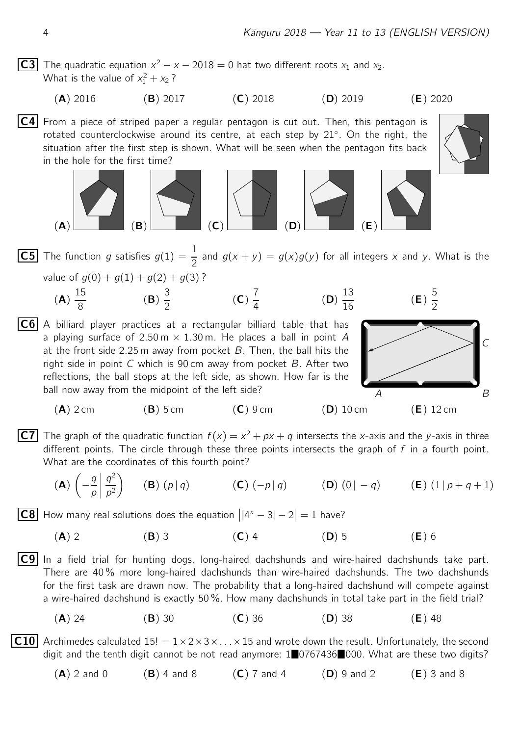**C3** The quadratic equation $x^2 - x - 2018 = 0$ hat two different roots $x_1$ and $x_2$. What is the value of $x_1^2 + x_2$?

(**A**) 2016 (**B**) 2017 (**C**) 2018 (**D**) 2019 (**E**) 2020

**C4** From a piece of striped paper a regular pentagon is cut out. Then, this pentagon is rotated counterclockwise around its centre, at each step by 21°. On the right, the situation after the first step is shown. What will be seen when the pentagon fits back in the hole for the first time?

(**A**) (**B**) (**C**) (**D**) (**E**)

**C5** The function $g$ satisfies $g(1) = \frac{1}{2}$ and $g(x+y) = g(x)g(y)$ for all integers $x$ and $y$. What is the value of $g(0) + g(1) + g(2) + g(3)$?

(**A**) $\frac{15}{8}$ (**B**) $\frac{3}{2}$ (**C**) $\frac{7}{4}$ (**D**) $\frac{13}{16}$ (**E**) $\frac{5}{2}$

**C6** A billiard player practices at a rectangular billiard table that has a playing surface of 2.50 m × 1.30 m. He places a ball in point $A$ at the front side 2.25 m away from pocket $B$. Then, the ball hits the right side in point $C$ which is 90 cm away from pocket $B$. After two reflections, the ball stops at the left side, as shown. How far is the ball now away from the midpoint of the left side?

(**A**) 2 cm (**B**) 5 cm (**C**) 9 cm (**D**) 10 cm (**E**) 12 cm

**C7** The graph of the quadratic function $f(x) = x^2 + px + q$ intersects the $x$-axis and the $y$-axis in three different points. The circle through these three points intersects the graph of $f$ in a fourth point. What are the coordinates of this fourth point?

(**A**) $\left(-\frac{q}{p} \middle| \frac{q^2}{p^2}\right)$ (**B**) $(p \mid q)$ (**C**) $(-p \mid q)$ (**D**) $(0 \mid -q)$ (**E**) $(1 \mid p+q+1)$

**C8** How many real solutions does the equation $\left||4^x - 3| - 2\right| = 1$ have?

(**A**) 2 (**B**) 3 (**C**) 4 (**D**) 5 (**E**) 6

**C9** In a field trial for hunting dogs, long-haired dachshunds and wire-haired dachshunds take part. There are 40 % more long-haired dachshunds than wire-haired dachshunds. The two dachshunds for the first task are drawn now. The probability that a long-haired dachshund will compete against a wire-haired dachshund is exactly 50 %. How many dachshunds in total take part in the field trial?

(**A**) 24 (**B**) 30 (**C**) 36 (**D**) 38 (**E**) 48

**C10** Archimedes calculated $15! = 1 \times 2 \times 3 \times \ldots \times 15$ and wrote down the result. Unfortunately, the second digit and the tenth digit cannot be not read anymore: 1■0767436■000. What are these two digits?

(**A**) 2 and 0 (**B**) 4 and 8 (**C**) 7 and 4 (**D**) 9 and 2 (**E**) 3 and 8